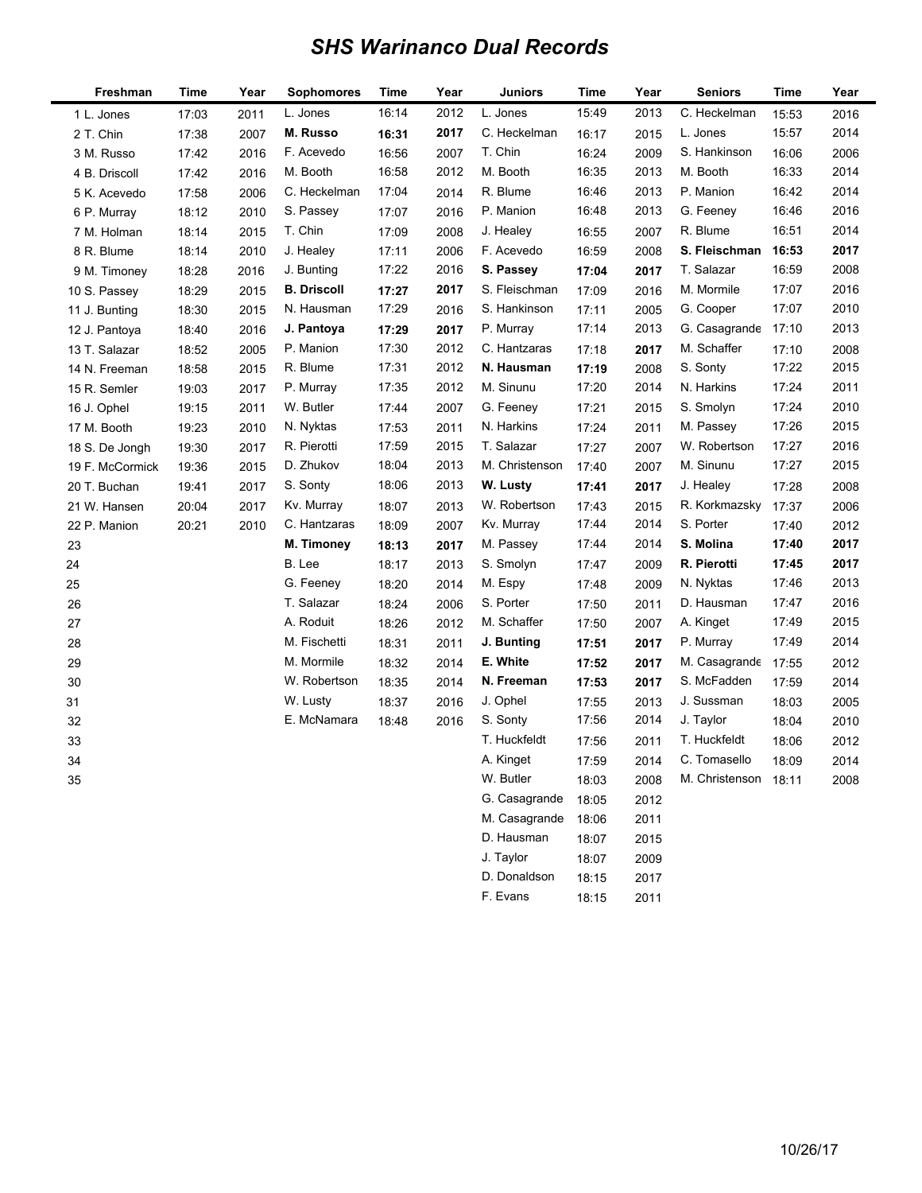# SHS Warinanco Dual Records

| Freshman | Time | Year | Sophomores | Time | Year | Juniors | Time | Year | Seniors | Time | Year |
|---|---|---|---|---|---|---|---|---|---|---|---|
| 1 L. Jones | 17:03 | 2011 | L. Jones | 16:14 | 2012 | L. Jones | 15:49 | 2013 | C. Heckelman | 15:53 | 2016 |
| 2 T. Chin | 17:38 | 2007 | **M. Russo** | **16:31** | **2017** | C. Heckelman | 16:17 | 2015 | L. Jones | 15:57 | 2014 |
| 3 M. Russo | 17:42 | 2016 | F. Acevedo | 16:56 | 2007 | T. Chin | 16:24 | 2009 | S. Hankinson | 16:06 | 2006 |
| 4 B. Driscoll | 17:42 | 2016 | M. Booth | 16:58 | 2012 | M. Booth | 16:35 | 2013 | M. Booth | 16:33 | 2014 |
| 5 K. Acevedo | 17:58 | 2006 | C. Heckelman | 17:04 | 2014 | R. Blume | 16:46 | 2013 | P. Manion | 16:42 | 2014 |
| 6 P. Murray | 18:12 | 2010 | S. Passey | 17:07 | 2016 | P. Manion | 16:48 | 2013 | G. Feeney | 16:46 | 2016 |
| 7 M. Holman | 18:14 | 2015 | T. Chin | 17:09 | 2008 | J. Healey | 16:55 | 2007 | R. Blume | 16:51 | 2014 |
| 8 R. Blume | 18:14 | 2010 | J. Healey | 17:11 | 2006 | F. Acevedo | 16:59 | 2008 | **S. Fleischman** | **16:53** | **2017** |
| 9 M. Timoney | 18:28 | 2016 | J. Bunting | 17:22 | 2016 | **S. Passey** | **17:04** | **2017** | T. Salazar | 16:59 | 2008 |
| 10 S. Passey | 18:29 | 2015 | **B. Driscoll** | **17:27** | **2017** | S. Fleischman | 17:09 | 2016 | M. Mormile | 17:07 | 2016 |
| 11 J. Bunting | 18:30 | 2015 | N. Hausman | 17:29 | 2016 | S. Hankinson | 17:11 | 2005 | G. Cooper | 17:07 | 2010 |
| 12 J. Pantoya | 18:40 | 2016 | **J. Pantoya** | **17:29** | **2017** | P. Murray | 17:14 | 2013 | G. Casagrande | 17:10 | 2013 |
| 13 T. Salazar | 18:52 | 2005 | P. Manion | 17:30 | 2012 | C. Hantzaras | 17:18 | **2017** | M. Schaffer | 17:10 | 2008 |
| 14 N. Freeman | 18:58 | 2015 | R. Blume | 17:31 | 2012 | **N. Hausman** | **17:19** | 2008 | S. Sonty | 17:22 | 2015 |
| 15 R. Semler | 19:03 | 2017 | P. Murray | 17:35 | 2012 | M. Sinunu | 17:20 | 2014 | N. Harkins | 17:24 | 2011 |
| 16 J. Ophel | 19:15 | 2011 | W. Butler | 17:44 | 2007 | G. Feeney | 17:21 | 2015 | S. Smolyn | 17:24 | 2010 |
| 17 M. Booth | 19:23 | 2010 | N. Nyktas | 17:53 | 2011 | N. Harkins | 17:24 | 2011 | M. Passey | 17:26 | 2015 |
| 18 S. De Jongh | 19:30 | 2017 | R. Pierotti | 17:59 | 2015 | T. Salazar | 17:27 | 2007 | W. Robertson | 17:27 | 2016 |
| 19 F. McCormick | 19:36 | 2015 | D. Zhukov | 18:04 | 2013 | M. Christenson | 17:40 | 2007 | M. Sinunu | 17:27 | 2015 |
| 20 T. Buchan | 19:41 | 2017 | S. Sonty | 18:06 | 2013 | **W. Lusty** | **17:41** | **2017** | J. Healey | 17:28 | 2008 |
| 21 W. Hansen | 20:04 | 2017 | Kv. Murray | 18:07 | 2013 | W. Robertson | 17:43 | 2015 | R. Korkmazsky | 17:37 | 2006 |
| 22 P. Manion | 20:21 | 2010 | C. Hantzaras | 18:09 | 2007 | Kv. Murray | 17:44 | 2014 | S. Porter | 17:40 | 2012 |
| 23 | | | **M. Timoney** | **18:13** | **2017** | M. Passey | 17:44 | 2014 | **S. Molina** | **17:40** | **2017** |
| 24 | | | B. Lee | 18:17 | 2013 | S. Smolyn | 17:47 | 2009 | **R. Pierotti** | **17:45** | **2017** |
| 25 | | | G. Feeney | 18:20 | 2014 | M. Espy | 17:48 | 2009 | N. Nyktas | 17:46 | 2013 |
| 26 | | | T. Salazar | 18:24 | 2006 | S. Porter | 17:50 | 2011 | D. Hausman | 17:47 | 2016 |
| 27 | | | A. Roduit | 18:26 | 2012 | M. Schaffer | 17:50 | 2007 | A. Kinget | 17:49 | 2015 |
| 28 | | | M. Fischetti | 18:31 | 2011 | **J. Bunting** | **17:51** | **2017** | P. Murray | 17:49 | 2014 |
| 29 | | | M. Mormile | 18:32 | 2014 | **E. White** | **17:52** | **2017** | M. Casagrande | 17:55 | 2012 |
| 30 | | | W. Robertson | 18:35 | 2014 | **N. Freeman** | **17:53** | **2017** | S. McFadden | 17:59 | 2014 |
| 31 | | | W. Lusty | 18:37 | 2016 | J. Ophel | 17:55 | 2013 | J. Sussman | 18:03 | 2005 |
| 32 | | | E. McNamara | 18:48 | 2016 | S. Sonty | 17:56 | 2014 | J. Taylor | 18:04 | 2010 |
| 33 | | | | | | T. Huckfeldt | 17:56 | 2011 | T. Huckfeldt | 18:06 | 2012 |
| 34 | | | | | | A. Kinget | 17:59 | 2014 | C. Tomasello | 18:09 | 2014 |
| 35 | | | | | | W. Butler | 18:03 | 2008 | M. Christenson | 18:11 | 2008 |
| | | | | | | G. Casagrande | 18:05 | 2012 | | | |
| | | | | | | M. Casagrande | 18:06 | 2011 | | | |
| | | | | | | D. Hausman | 18:07 | 2015 | | | |
| | | | | | | J. Taylor | 18:07 | 2009 | | | |
| | | | | | | D. Donaldson | 18:15 | 2017 | | | |
| | | | | | | F. Evans | 18:15 | 2011 | | | |

10/26/17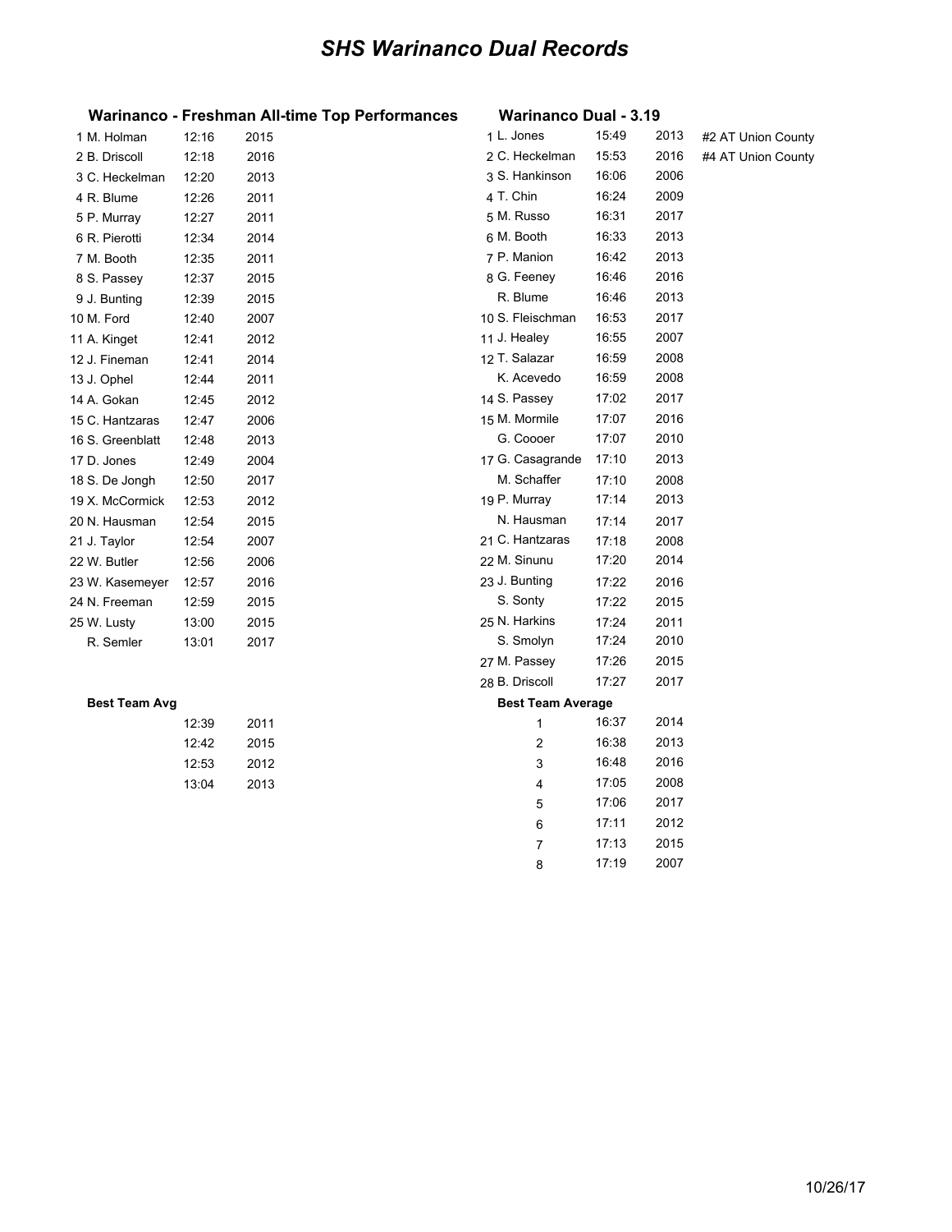# SHS Warinanco Dual Records

### Warinanco - Freshman All-time Top Performances

| | | | |
|---|---|---|---|
| 1 | M. Holman | 12:16 | 2015 |
| 2 | B. Driscoll | 12:18 | 2016 |
| 3 | C. Heckelman | 12:20 | 2013 |
| 4 | R. Blume | 12:26 | 2011 |
| 5 | P. Murray | 12:27 | 2011 |
| 6 | R. Pierotti | 12:34 | 2014 |
| 7 | M. Booth | 12:35 | 2011 |
| 8 | S. Passey | 12:37 | 2015 |
| 9 | J. Bunting | 12:39 | 2015 |
| 10 | M. Ford | 12:40 | 2007 |
| 11 | A. Kinget | 12:41 | 2012 |
| 12 | J. Fineman | 12:41 | 2014 |
| 13 | J. Ophel | 12:44 | 2011 |
| 14 | A. Gokan | 12:45 | 2012 |
| 15 | C. Hantzaras | 12:47 | 2006 |
| 16 | S. Greenblatt | 12:48 | 2013 |
| 17 | D. Jones | 12:49 | 2004 |
| 18 | S. De Jongh | 12:50 | 2017 |
| 19 | X. McCormick | 12:53 | 2012 |
| 20 | N. Hausman | 12:54 | 2015 |
| 21 | J. Taylor | 12:54 | 2007 |
| 22 | W. Butler | 12:56 | 2006 |
| 23 | W. Kasemeyer | 12:57 | 2016 |
| 24 | N. Freeman | 12:59 | 2015 |
| 25 | W. Lusty | 13:00 | 2015 |
| | R. Semler | 13:01 | 2017 |

**Best Team Avg**

| | |
|---|---|
| 12:39 | 2011 |
| 12:42 | 2015 |
| 12:53 | 2012 |
| 13:04 | 2013 |

### Warinanco Dual - 3.19

| | | | | |
|---|---|---|---|---|
| 1 | L. Jones | 15:49 | 2013 | #2 AT Union County |
| 2 | C. Heckelman | 15:53 | 2016 | #4 AT Union County |
| 3 | S. Hankinson | 16:06 | 2006 | |
| 4 | T. Chin | 16:24 | 2009 | |
| 5 | M. Russo | 16:31 | 2017 | |
| 6 | M. Booth | 16:33 | 2013 | |
| 7 | P. Manion | 16:42 | 2013 | |
| 8 | G. Feeney | 16:46 | 2016 | |
| | R. Blume | 16:46 | 2013 | |
| 10 | S. Fleischman | 16:53 | 2017 | |
| 11 | J. Healey | 16:55 | 2007 | |
| 12 | T. Salazar | 16:59 | 2008 | |
| | K. Acevedo | 16:59 | 2008 | |
| 14 | S. Passey | 17:02 | 2017 | |
| 15 | M. Mormile | 17:07 | 2016 | |
| | G. Coooer | 17:07 | 2010 | |
| 17 | G. Casagrande | 17:10 | 2013 | |
| | M. Schaffer | 17:10 | 2008 | |
| 19 | P. Murray | 17:14 | 2013 | |
| | N. Hausman | 17:14 | 2017 | |
| 21 | C. Hantzaras | 17:18 | 2008 | |
| 22 | M. Sinunu | 17:20 | 2014 | |
| 23 | J. Bunting | 17:22 | 2016 | |
| | S. Sonty | 17:22 | 2015 | |
| 25 | N. Harkins | 17:24 | 2011 | |
| | S. Smolyn | 17:24 | 2010 | |
| 27 | M. Passey | 17:26 | 2015 | |
| 28 | B. Driscoll | 17:27 | 2017 | |

**Best Team Average**

| | | |
|---|---|---|
| 1 | 16:37 | 2014 |
| 2 | 16:38 | 2013 |
| 3 | 16:48 | 2016 |
| 4 | 17:05 | 2008 |
| 5 | 17:06 | 2017 |
| 6 | 17:11 | 2012 |
| 7 | 17:13 | 2015 |
| 8 | 17:19 | 2007 |

10/26/17